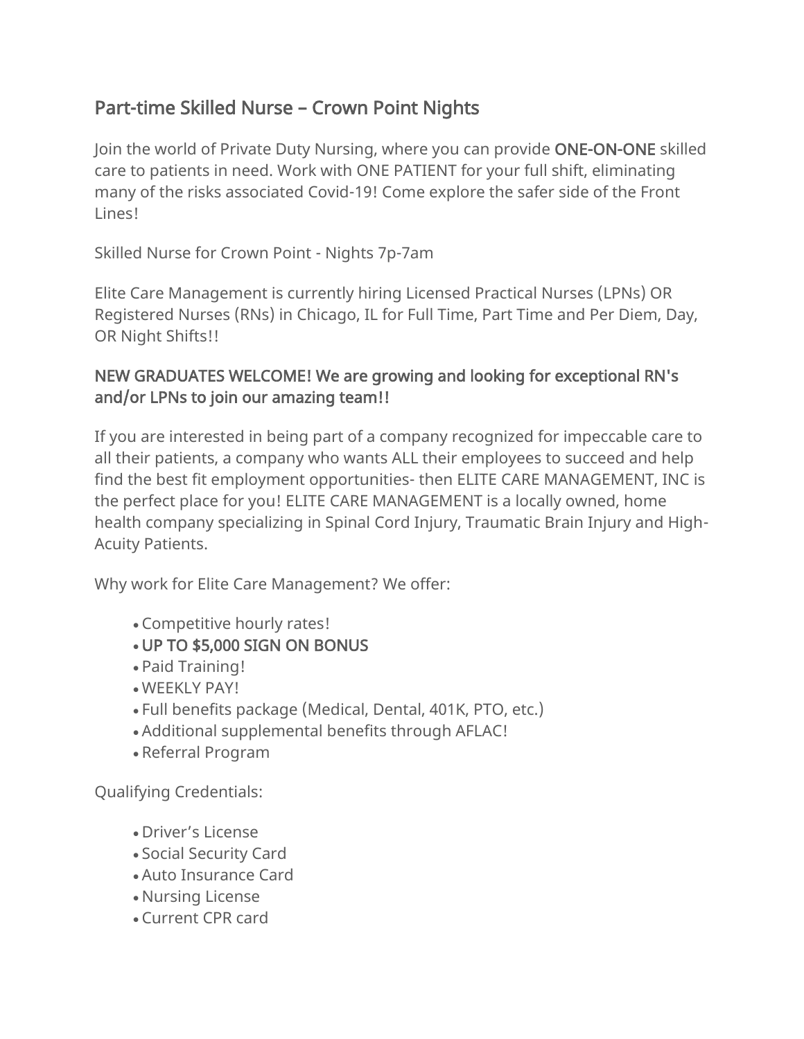# Part-time Skilled Nurse – Crown Point Nights

Join the world of Private Duty Nursing, where you can provide **ONE-ON-ONE** skilled care to patients in need. Work with ONE PATIENT for your full shift, eliminating many of the risks associated Covid-19! Come explore the safer side of the Front Lines!

Skilled Nurse for Crown Point - Nights 7p-7am

Elite Care Management is currently hiring Licensed Practical Nurses (LPNs) OR Registered Nurses (RNs) in Chicago, IL for Full Time, Part Time and Per Diem, Day, OR Night Shifts!!

**NEW GRADUATES WELCOME! We are growing and looking for exceptional RN's and/or LPNs to join our amazing team!!**

If you are interested in being part of a company recognized for impeccable care to all their patients, a company who wants ALL their employees to succeed and help find the best fit employment opportunities- then ELITE CARE MANAGEMENT, INC is the perfect place for you! ELITE CARE MANAGEMENT is a locally owned, home health company specializing in Spinal Cord Injury, Traumatic Brain Injury and High-Acuity Patients.

Why work for Elite Care Management? We offer:

- Competitive hourly rates!
- **UP TO $5,000 SIGN ON BONUS**
- Paid Training!
- WEEKLY PAY!
- Full benefits package (Medical, Dental, 401K, PTO, etc.)
- Additional supplemental benefits through AFLAC!
- Referral Program

Qualifying Credentials:

- Driver's License
- Social Security Card
- Auto Insurance Card
- Nursing License
- Current CPR card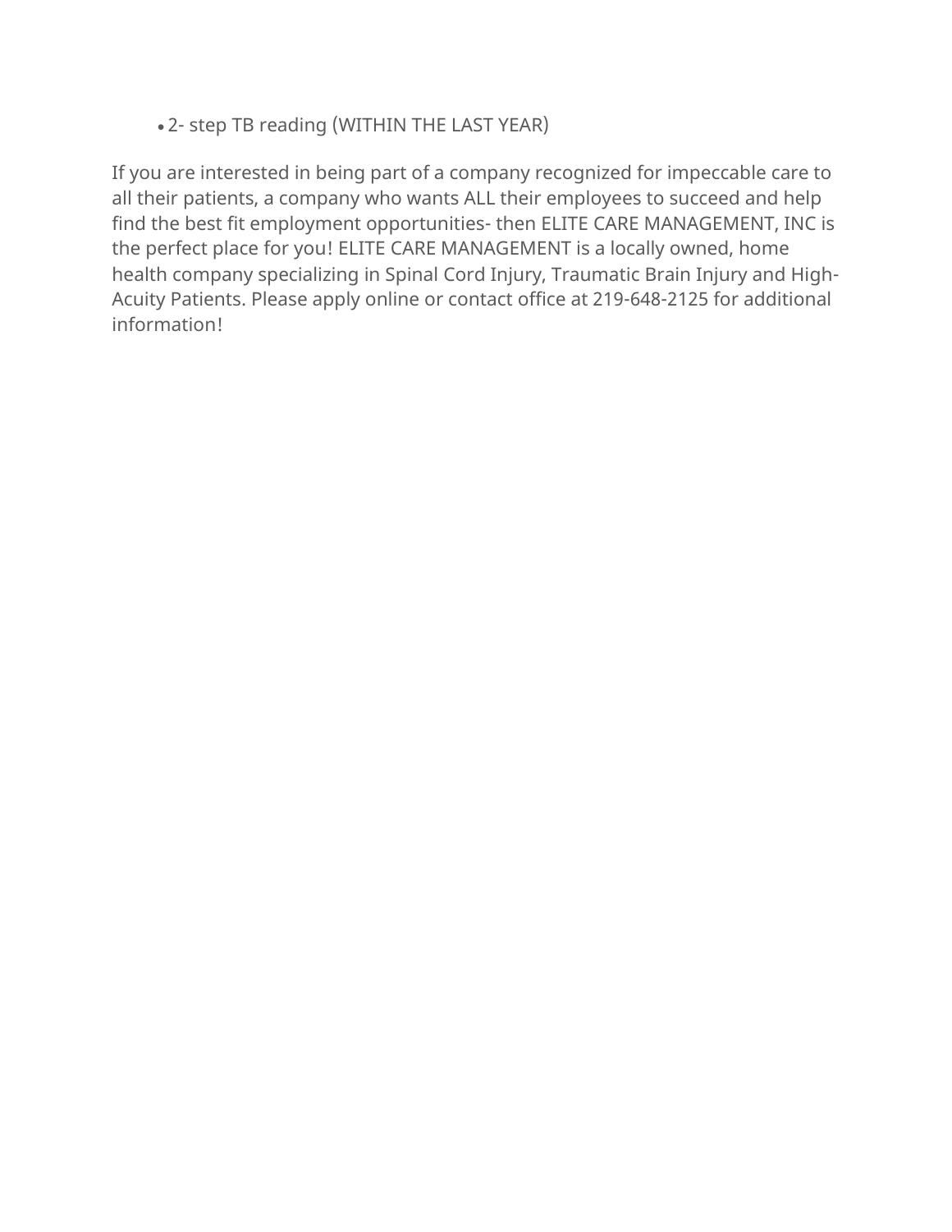- 2- step TB reading (WITHIN THE LAST YEAR)

If you are interested in being part of a company recognized for impeccable care to all their patients, a company who wants ALL their employees to succeed and help find the best fit employment opportunities- then ELITE CARE MANAGEMENT, INC is the perfect place for you! ELITE CARE MANAGEMENT is a locally owned, home health company specializing in Spinal Cord Injury, Traumatic Brain Injury and High-Acuity Patients. Please apply online or contact office at 219-648-2125 for additional information!